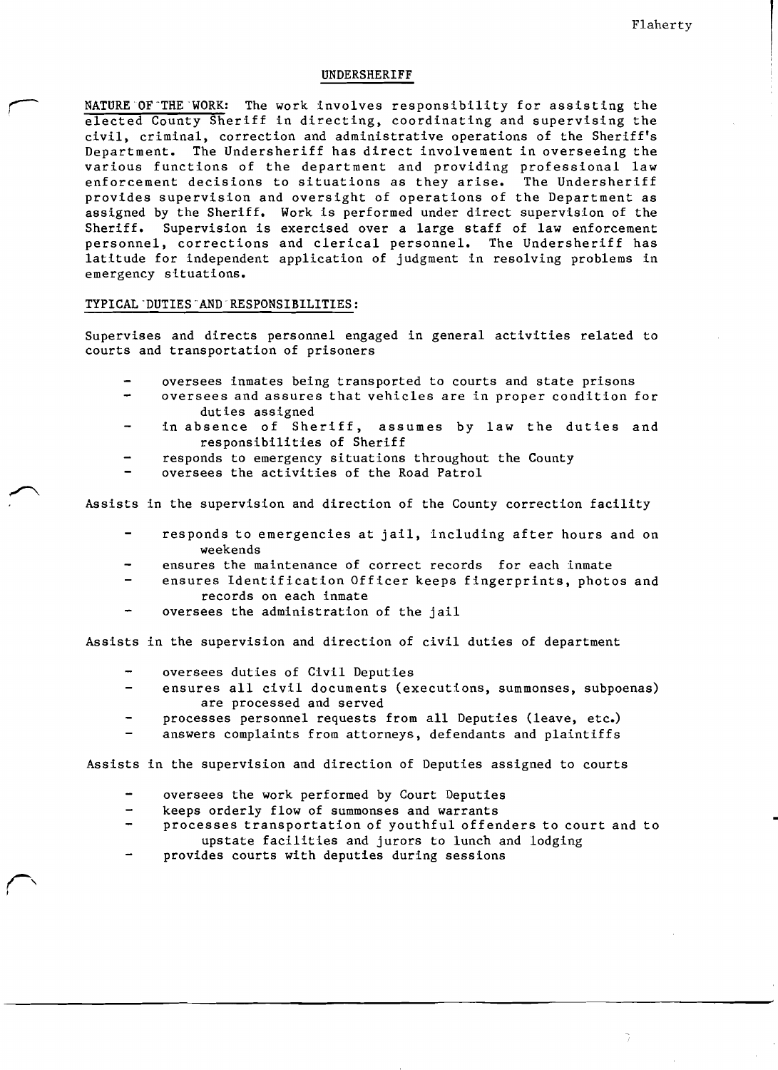# UNDERSHERIFF

NATURE OF THE WORK: The work involves responsibility for assisting the elected County Sheriff in directing, coordinating and supervising the civil, criminal, correction and administrative operations of the Sheriff's Department. The Undersheriff has direct involvement in overseeing the various functions of the department and providing professional law enforcement decisions to situations as they arise. The Undersheriff provides supervision and oversight of operations of the Department as assigned by the Sheriff. Work is performed under direct supervision of the Sheriff. Supervision is exercised over a large staff of law enforcement personnel, corrections and clerical personnel. The Undersheriff has latitude for independent application of judgment in resolving problems in emergency situations.

TYPICAL DUTIES AND RESPONSIBILITIES:

Supervises and directs personnel engaged in general activities related to courts and transportation of prisoners

- oversees inmates being transported to courts and state prisons
- oversees and assures that vehicles are in proper condition for duties assigned
- in absence of Sheriff, assumes by law the duties and responsibilities of Sheriff
- responds to emergency situations throughout the County
- oversees the activities of the Road Patrol

Assists in the supervision and direction of the County correction facility

- responds to emergencies at jail, including after hours and on weekends
- ensures the maintenance of correct records for each inmate
- ensures Identification Officer keeps fingerprints, photos and records on each inmate
- oversees the administration of the jail

Assists in the supervision and direction of civil duties of department

- oversees duties of Civil Deputies
- ensures all civil documents (executions, summonses, subpoenas) are processed and served
- processes personnel requests from all Deputies (leave, etc.)
- answers complaints from attorneys, defendants and plaintiffs

Assists in the supervision and direction of Deputies assigned to courts

- oversees the work performed by Court Deputies
- keeps orderly flow of summonses and warrants
- processes transportation of youthful offenders to court and to upstate facilities and jurors to lunch and lodging
- provides courts with deputies during sessions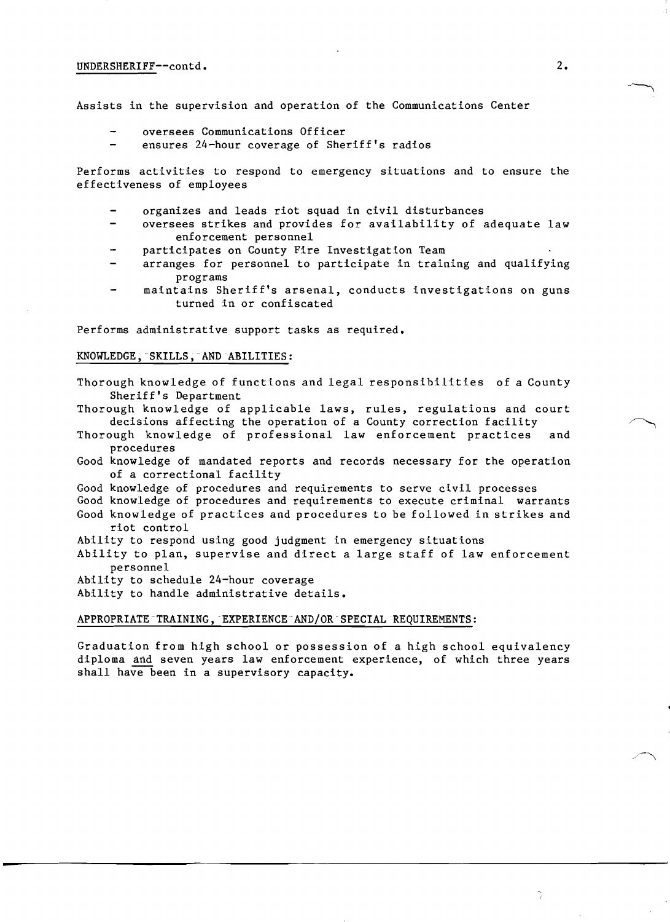UNDERSHERIFF--contd.

Assists in the supervision and operation of the Communications Center

- oversees Communications Officer
- ensures 24-hour coverage of Sheriff's radios

Performs activities to respond to emergency situations and to ensure the effectiveness of employees

- organizes and leads riot squad in civil disturbances
- oversees strikes and provides for availability of adequate law enforcement personnel
- participates on County Fire Investigation Team
- arranges for personnel to participate in training and qualifying programs
- maintains Sheriff's arsenal, conducts investigations on guns turned in or confiscated

Performs administrative support tasks as required.

## KNOWLEDGE, SKILLS, AND ABILITIES:

Thorough knowledge of functions and legal responsibilities of a County Sheriff's Department

Thorough knowledge of applicable laws, rules, regulations and court decisions affecting the operation of a County correction facility

Thorough knowledge of professional law enforcement practices and procedures

Good knowledge of mandated reports and records necessary for the operation of a correctional facility

Good knowledge of procedures and requirements to serve civil processes

Good knowledge of procedures and requirements to execute criminal warrants

Good knowledge of practices and procedures to be followed in strikes and riot control

Ability to respond using good judgment in emergency situations

Ability to plan, supervise and direct a large staff of law enforcement personnel

Ability to schedule 24-hour coverage

Ability to handle administrative details.

## APPROPRIATE TRAINING, EXPERIENCE AND/OR SPECIAL REQUIREMENTS:

Graduation from high school or possession of a high school equivalency diploma <u>and</u> seven years law enforcement experience, of which three years shall have been in a supervisory capacity.